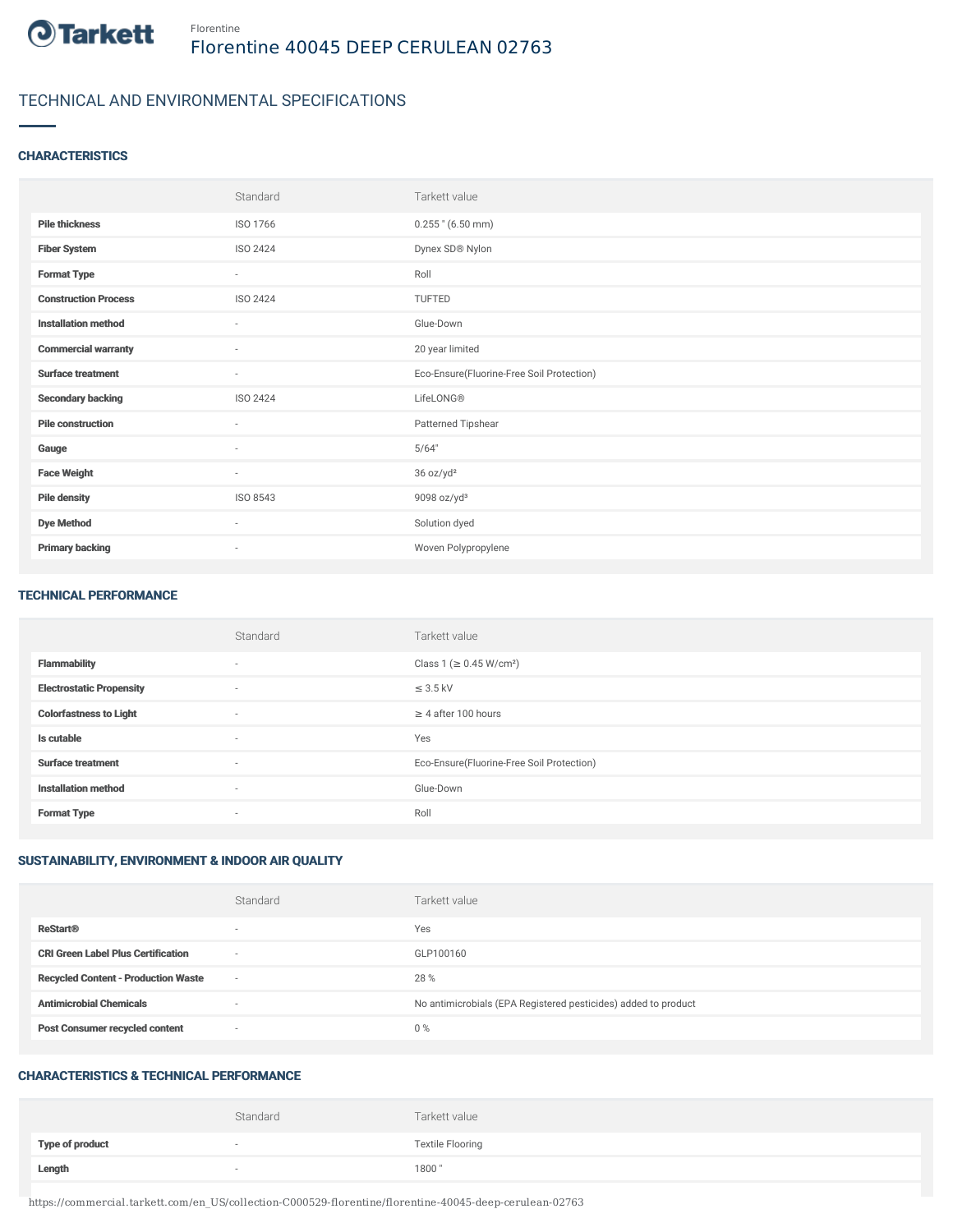Florentine

# Florentine 40045 DEEP CERULEAN 02763

## TECHNICAL AND ENVIRONMENTAL SPECIFICATIONS

### CHARACTERISTICS

| | Standard | Tarkett value |
|---|---|---|
| Pile thickness | ISO 1766 | 0.255 " (6.50 mm) |
| Fiber System | ISO 2424 | Dynex SD® Nylon |
| Format Type | - | Roll |
| Construction Process | ISO 2424 | TUFTED |
| Installation method | - | Glue-Down |
| Commercial warranty | - | 20 year limited |
| Surface treatment | - | Eco-Ensure(Fluorine-Free Soil Protection) |
| Secondary backing | ISO 2424 | LifeLONG® |
| Pile construction | - | Patterned Tipshear |
| Gauge | - | 5/64" |
| Face Weight | - | 36 oz/yd² |
| Pile density | ISO 8543 | 9098 oz/yd³ |
| Dye Method | - | Solution dyed |
| Primary backing | - | Woven Polypropylene |

### TECHNICAL PERFORMANCE

| | Standard | Tarkett value |
|---|---|---|
| Flammability | - | Class 1 (≥ 0.45 W/cm²) |
| Electrostatic Propensity | - | ≤ 3.5 kV |
| Colorfastness to Light | - | ≥ 4 after 100 hours |
| Is cutable | - | Yes |
| Surface treatment | - | Eco-Ensure(Fluorine-Free Soil Protection) |
| Installation method | - | Glue-Down |
| Format Type | - | Roll |

### SUSTAINABILITY, ENVIRONMENT & INDOOR AIR QUALITY

| | Standard | Tarkett value |
|---|---|---|
| ReStart® | - | Yes |
| CRI Green Label Plus Certification | - | GLP100160 |
| Recycled Content - Production Waste | - | 28 % |
| Antimicrobial Chemicals | - | No antimicrobials (EPA Registered pesticides) added to product |
| Post Consumer recycled content | - | 0 % |

### CHARACTERISTICS & TECHNICAL PERFORMANCE

| | Standard | Tarkett value |
|---|---|---|
| Type of product | - | Textile Flooring |
| Length | - | 1800 " |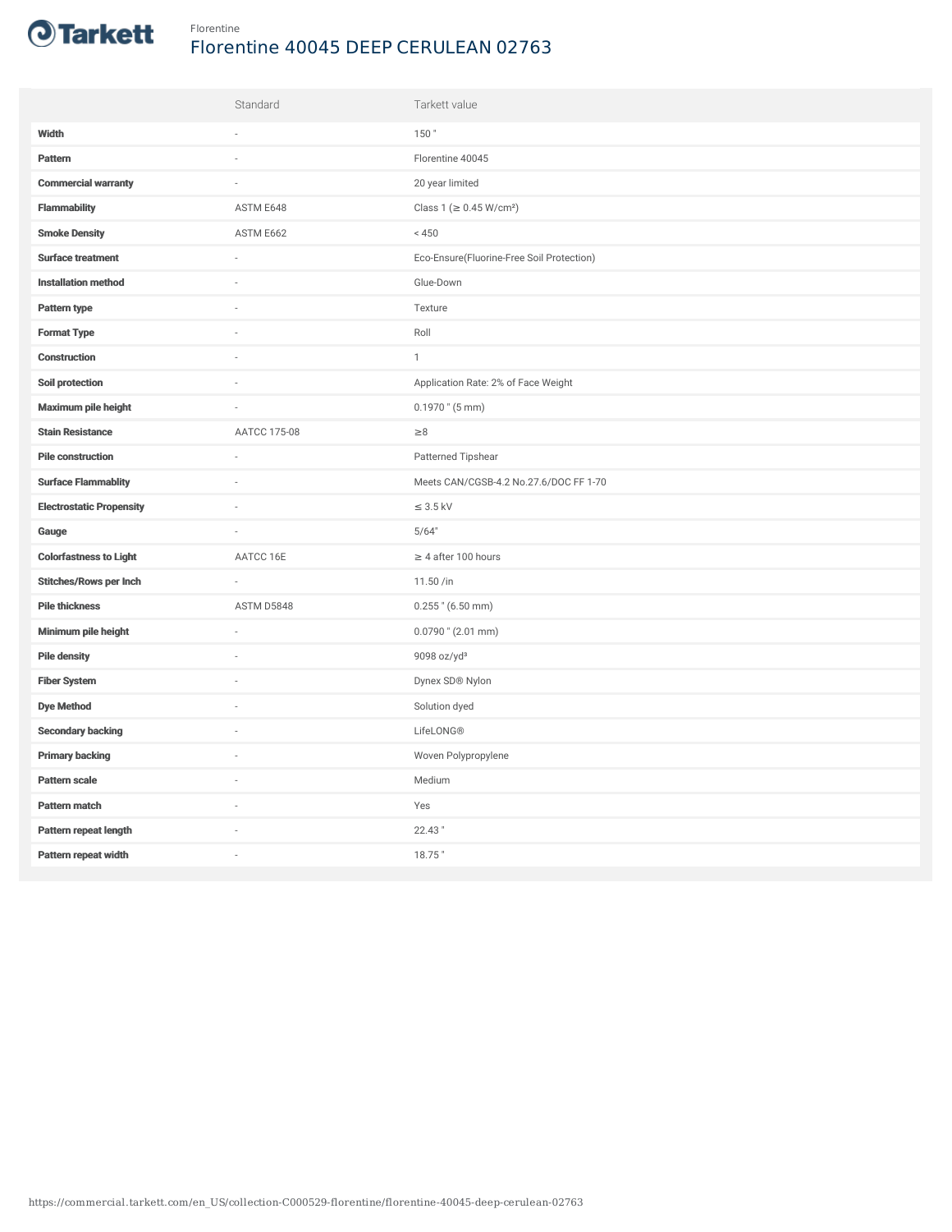Florentine

# Florentine 40045 DEEP CERULEAN 02763

| | Standard | Tarkett value |
|---|---|---|
| **Width** | - | 150 " |
| **Pattern** | - | Florentine 40045 |
| **Commercial warranty** | - | 20 year limited |
| **Flammability** | ASTM E648 | Class 1 (≥ 0.45 W/cm²) |
| **Smoke Density** | ASTM E662 | < 450 |
| **Surface treatment** | - | Eco-Ensure(Fluorine-Free Soil Protection) |
| **Installation method** | - | Glue-Down |
| **Pattern type** | - | Texture |
| **Format Type** | - | Roll |
| **Construction** | - | 1 |
| **Soil protection** | - | Application Rate: 2% of Face Weight |
| **Maximum pile height** | - | 0.1970 " (5 mm) |
| **Stain Resistance** | AATCC 175-08 | ≥8 |
| **Pile construction** | - | Patterned Tipshear |
| **Surface Flammablity** | - | Meets CAN/CGSB-4.2 No.27.6/DOC FF 1-70 |
| **Electrostatic Propensity** | - | ≤ 3.5 kV |
| **Gauge** | - | 5/64" |
| **Colorfastness to Light** | AATCC 16E | ≥ 4 after 100 hours |
| **Stitches/Rows per Inch** | - | 11.50 /in |
| **Pile thickness** | ASTM D5848 | 0.255 " (6.50 mm) |
| **Minimum pile height** | - | 0.0790 " (2.01 mm) |
| **Pile density** | - | 9098 oz/yd³ |
| **Fiber System** | - | Dynex SD® Nylon |
| **Dye Method** | - | Solution dyed |
| **Secondary backing** | - | LifeLONG® |
| **Primary backing** | - | Woven Polypropylene |
| **Pattern scale** | - | Medium |
| **Pattern match** | - | Yes |
| **Pattern repeat length** | - | 22.43 " |
| **Pattern repeat width** | - | 18.75 " |

https://commercial.tarkett.com/en_US/collection-C000529-florentine/florentine-40045-deep-cerulean-02763